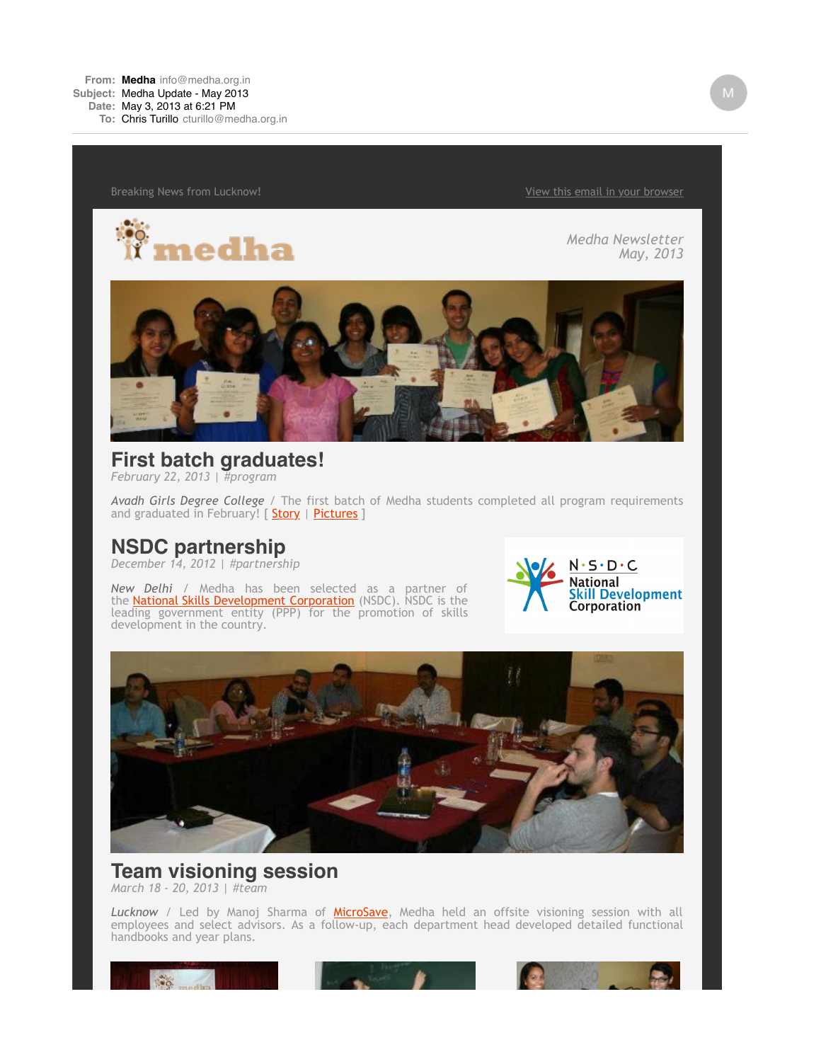**From:** Medha info@medha.org.in
**Subject:** Medha Update - May 2013
**Date:** May 3, 2013 at 6:21 PM
**To:** Chris Turillo cturillo@medha.org.in

Breaking News from Lucknow!

View this email in your browser

*Medha Newsletter*
*May, 2013*

## First batch graduates!

*February 22, 2013 | #program*

*Avadh Girls Degree College* / The first batch of Medha students completed all program requirements and graduated in February! [ Story | Pictures ]

## NSDC partnership

*December 14, 2012 | #partnership*

*New Delhi* / Medha has been selected as a partner of the National Skills Development Corporation (NSDC). NSDC is the leading government entity (PPP) for the promotion of skills development in the country.

## Team visioning session

*March 18 - 20, 2013 | #team*

*Lucknow* / Led by Manoj Sharma of MicroSave, Medha held an offsite visioning session with all employees and select advisors. As a follow-up, each department head developed detailed functional handbooks and year plans.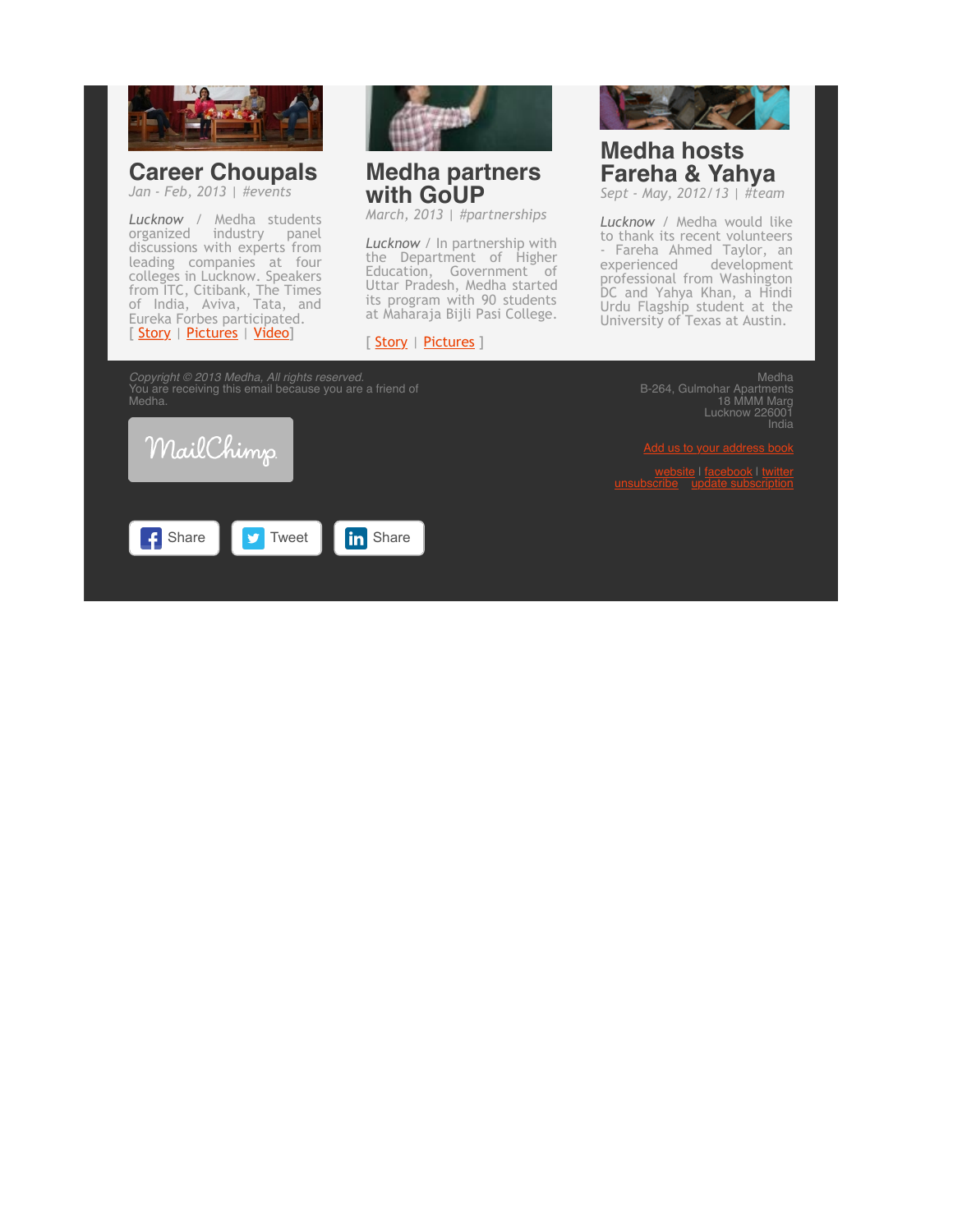## Career Choupals

*Jan - Feb, 2013 | #events*

*Lucknow* / Medha students organized industry panel discussions with experts from leading companies at four colleges in Lucknow. Speakers from ITC, Citibank, The Times of India, Aviva, Tata, and Eureka Forbes participated.

[ Story | Pictures | Video]

## Medha partners with GoUP

*March, 2013 | #partnerships*

*Lucknow* / In partnership with the Department of Higher Education, Government of Uttar Pradesh, Medha started its program with 90 students at Maharaja Bijli Pasi College.

[ Story | Pictures ]

## Medha hosts Fareha & Yahya

*Sept - May, 2012/13 | #team*

*Lucknow* / Medha would like to thank its recent volunteers - Fareha Ahmed Taylor, an experienced development professional from Washington DC and Yahya Khan, a Hindi Urdu Flagship student at the University of Texas at Austin.

*Copyright © 2013 Medha, All rights reserved.*
You are receiving this email because you are a friend of Medha.

MailChimp

Medha
B-264, Gulmohar Apartments
18 MMM Marg
Lucknow 226001
India

Add us to your address book

website | facebook | twitter
unsubscribe update subscription

Share Tweet Share